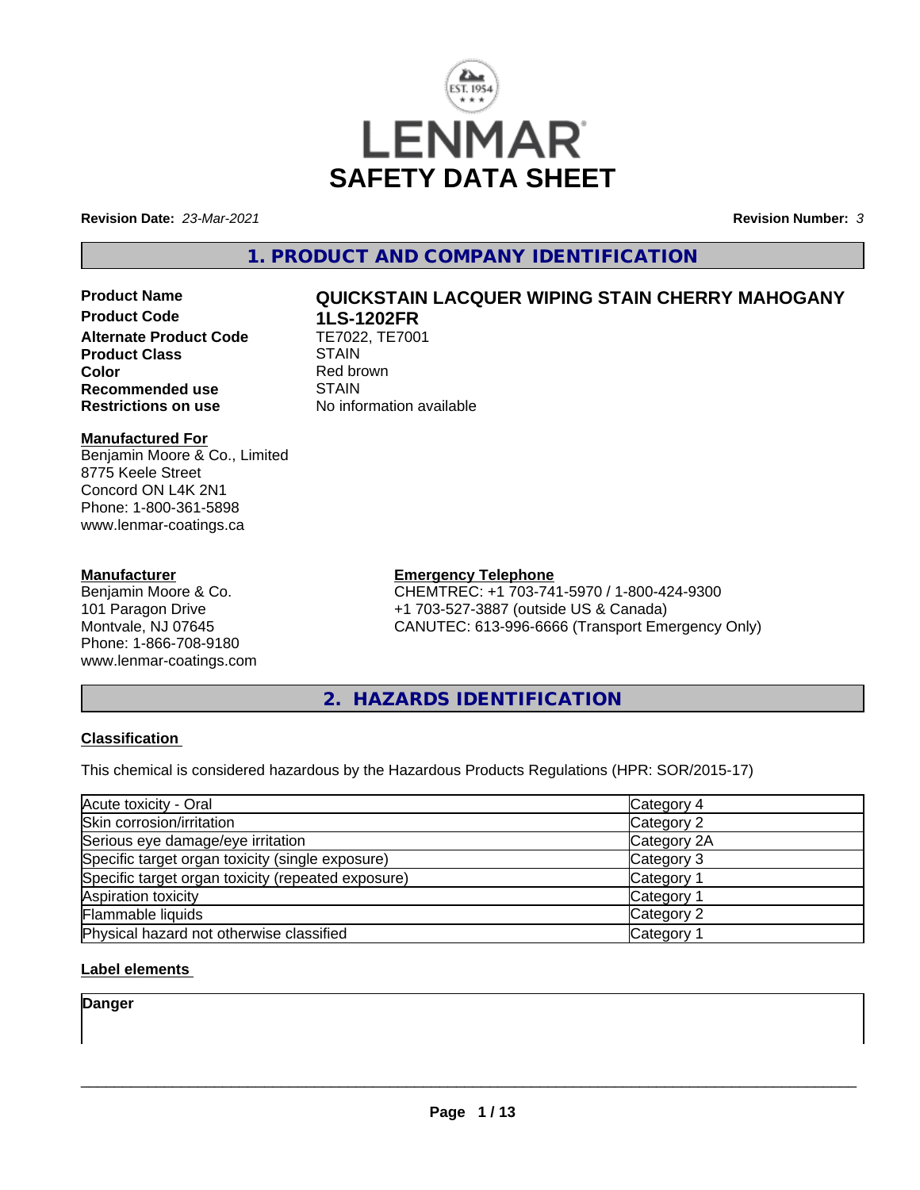# LENMAR SAFETY DATA SHEET

**Revision Date:** *23-Mar-2021* **Revision Number:** *3*

## 1. PRODUCT AND COMPANY IDENTIFICATION

| | |
|---|---|
| **Product Name** | **QUICKSTAIN LACQUER WIPING STAIN CHERRY MAHOGANY** |
| **Product Code** | **1LS-1202FR** |
| **Alternate Product Code** | TE7022, TE7001 |
| **Product Class** | STAIN |
| **Color** | Red brown |
| **Recommended use** | STAIN |
| **Restrictions on use** | No information available |

**Manufactured For**
Benjamin Moore & Co., Limited
8775 Keele Street
Concord ON L4K 2N1
Phone: 1-800-361-5898
www.lenmar-coatings.ca

**Manufacturer**
Benjamin Moore & Co.
101 Paragon Drive
Montvale, NJ 07645
Phone: 1-866-708-9180
www.lenmar-coatings.com

**Emergency Telephone**
CHEMTREC: +1 703-741-5970 / 1-800-424-9300
+1 703-527-3887 (outside US & Canada)
CANUTEC: 613-996-6666 (Transport Emergency Only)

## 2. HAZARDS IDENTIFICATION

### Classification

This chemical is considered hazardous by the Hazardous Products Regulations (HPR: SOR/2015-17)

| | |
|---|---|
| Acute toxicity - Oral | Category 4 |
| Skin corrosion/irritation | Category 2 |
| Serious eye damage/eye irritation | Category 2A |
| Specific target organ toxicity (single exposure) | Category 3 |
| Specific target organ toxicity (repeated exposure) | Category 1 |
| Aspiration toxicity | Category 1 |
| Flammable liquids | Category 2 |
| Physical hazard not otherwise classified | Category 1 |

### Label elements

**Danger**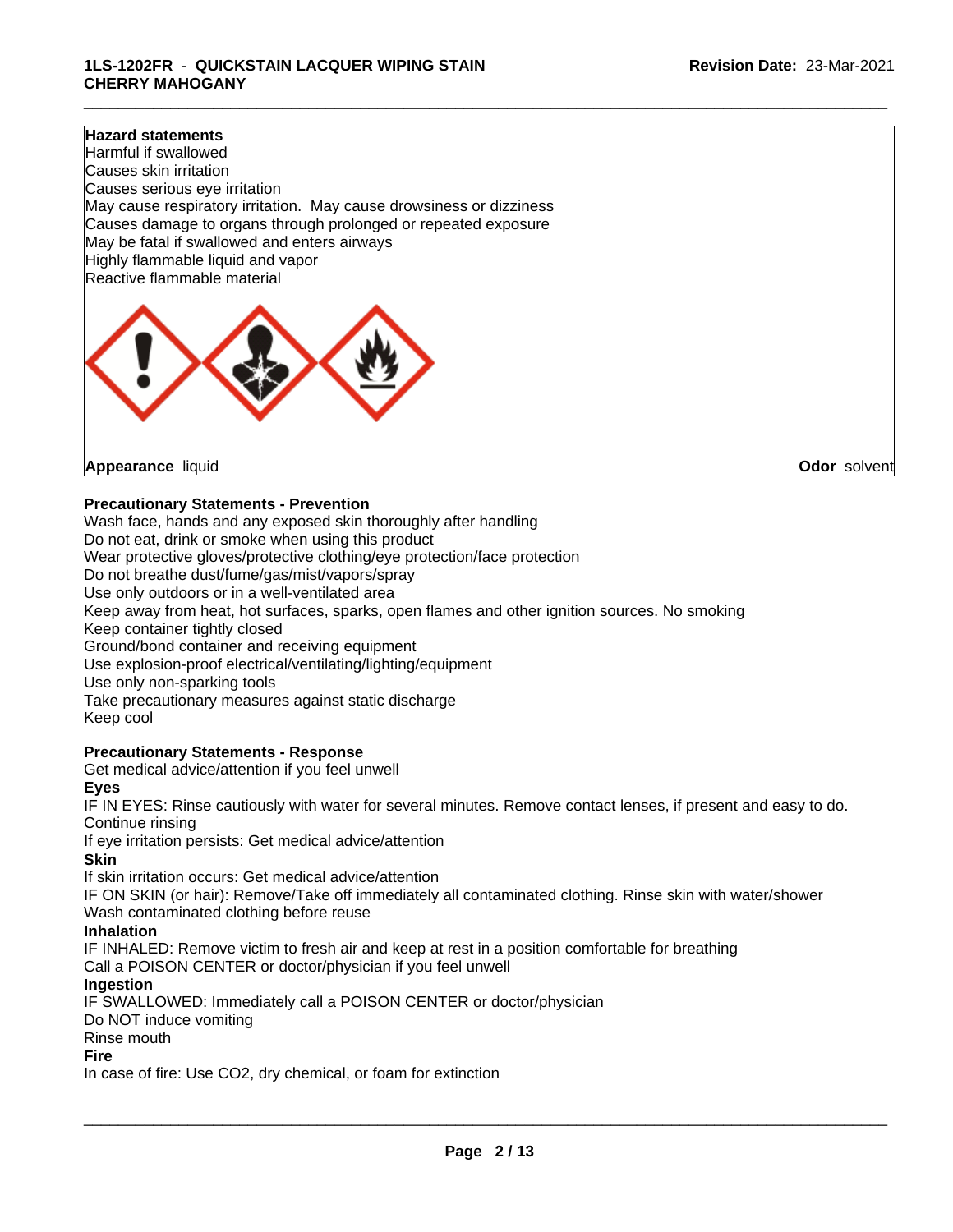**Hazard statements**

Harmful if swallowed
Causes skin irritation
Causes serious eye irritation
May cause respiratory irritation. May cause drowsiness or dizziness
Causes damage to organs through prolonged or repeated exposure
May be fatal if swallowed and enters airways
Highly flammable liquid and vapor
Reactive flammable material

**Appearance** liquid **Odor** solvent

**Precautionary Statements - Prevention**

Wash face, hands and any exposed skin thoroughly after handling
Do not eat, drink or smoke when using this product
Wear protective gloves/protective clothing/eye protection/face protection
Do not breathe dust/fume/gas/mist/vapors/spray
Use only outdoors or in a well-ventilated area
Keep away from heat, hot surfaces, sparks, open flames and other ignition sources. No smoking
Keep container tightly closed
Ground/bond container and receiving equipment
Use explosion-proof electrical/ventilating/lighting/equipment
Use only non-sparking tools
Take precautionary measures against static discharge
Keep cool

**Precautionary Statements - Response**

Get medical advice/attention if you feel unwell

**Eyes**

IF IN EYES: Rinse cautiously with water for several minutes. Remove contact lenses, if present and easy to do. Continue rinsing
If eye irritation persists: Get medical advice/attention

**Skin**

If skin irritation occurs: Get medical advice/attention
IF ON SKIN (or hair): Remove/Take off immediately all contaminated clothing. Rinse skin with water/shower
Wash contaminated clothing before reuse

**Inhalation**

IF INHALED: Remove victim to fresh air and keep at rest in a position comfortable for breathing
Call a POISON CENTER or doctor/physician if you feel unwell

**Ingestion**

IF SWALLOWED: Immediately call a POISON CENTER or doctor/physician
Do NOT induce vomiting
Rinse mouth

**Fire**

In case of fire: Use $CO_2$, dry chemical, or foam for extinction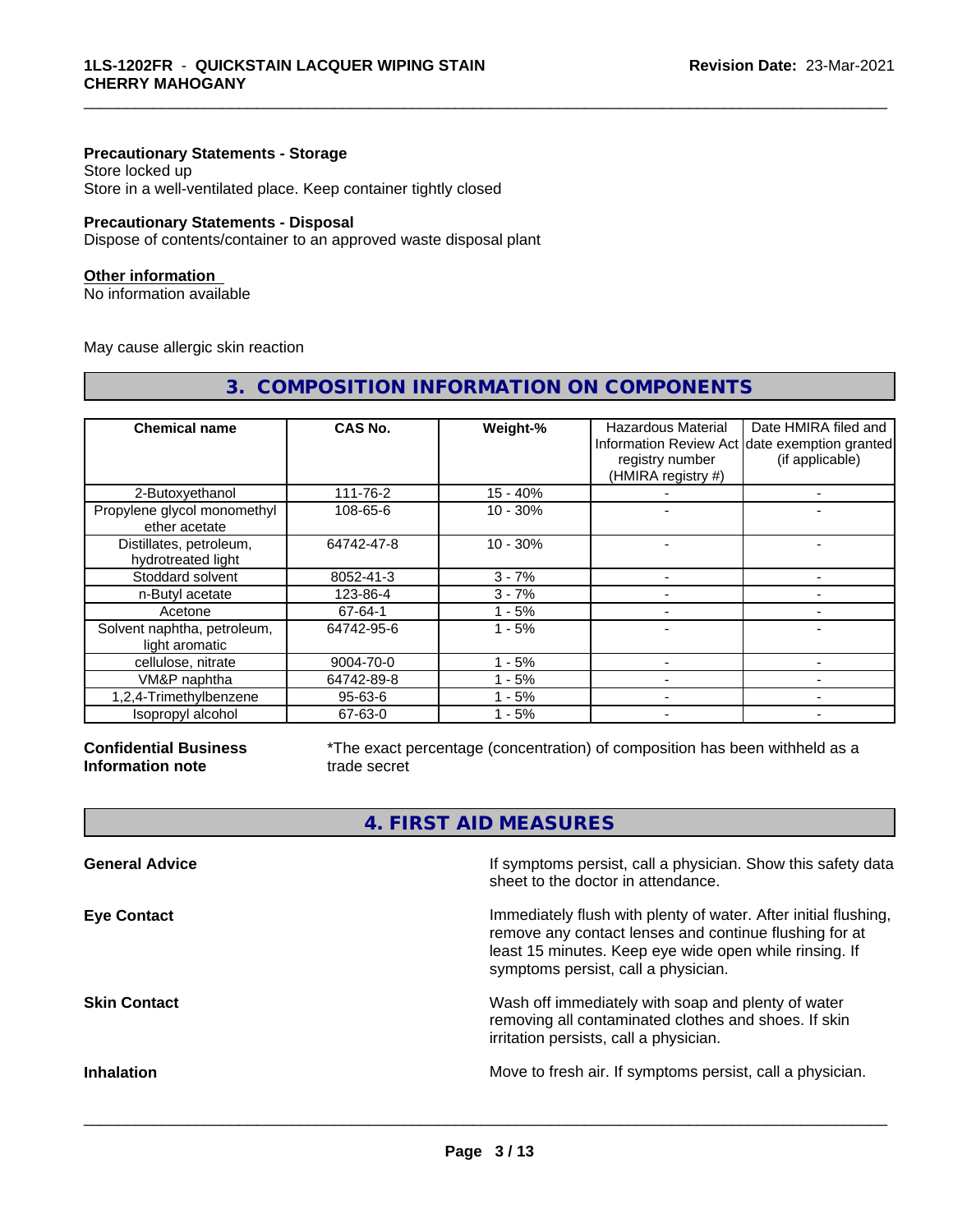**Precautionary Statements - Storage**
Store locked up
Store in a well-ventilated place. Keep container tightly closed

**Precautionary Statements - Disposal**
Dispose of contents/container to an approved waste disposal plant

**Other information**
No information available

May cause allergic skin reaction

## 3. COMPOSITION INFORMATION ON COMPONENTS

| Chemical name | CAS No. | Weight-% | Hazardous Material Information Review Act registry number (HMIRA registry #) | Date HMIRA filed and date exemption granted (if applicable) |
|---|---|---|---|---|
| 2-Butoxyethanol | 111-76-2 | 15 - 40% | - | - |
| Propylene glycol monomethyl ether acetate | 108-65-6 | 10 - 30% | - | - |
| Distillates, petroleum, hydrotreated light | 64742-47-8 | 10 - 30% | - | - |
| Stoddard solvent | 8052-41-3 | 3 - 7% | - | - |
| n-Butyl acetate | 123-86-4 | 3 - 7% | - | - |
| Acetone | 67-64-1 | 1 - 5% | - | - |
| Solvent naphtha, petroleum, light aromatic | 64742-95-6 | 1 - 5% | - | - |
| cellulose, nitrate | 9004-70-0 | 1 - 5% | - | - |
| VM&P naphtha | 64742-89-8 | 1 - 5% | - | - |
| 1,2,4-Trimethylbenzene | 95-63-6 | 1 - 5% | - | - |
| Isopropyl alcohol | 67-63-0 | 1 - 5% | - | - |

**Confidential Business Information note** — *The exact percentage (concentration) of composition has been withheld as a trade secret

## 4. FIRST AID MEASURES

**General Advice** — If symptoms persist, call a physician. Show this safety data sheet to the doctor in attendance.

**Eye Contact** — Immediately flush with plenty of water. After initial flushing, remove any contact lenses and continue flushing for at least 15 minutes. Keep eye wide open while rinsing. If symptoms persist, call a physician.

**Skin Contact** — Wash off immediately with soap and plenty of water removing all contaminated clothes and shoes. If skin irritation persists, call a physician.

**Inhalation** — Move to fresh air. If symptoms persist, call a physician.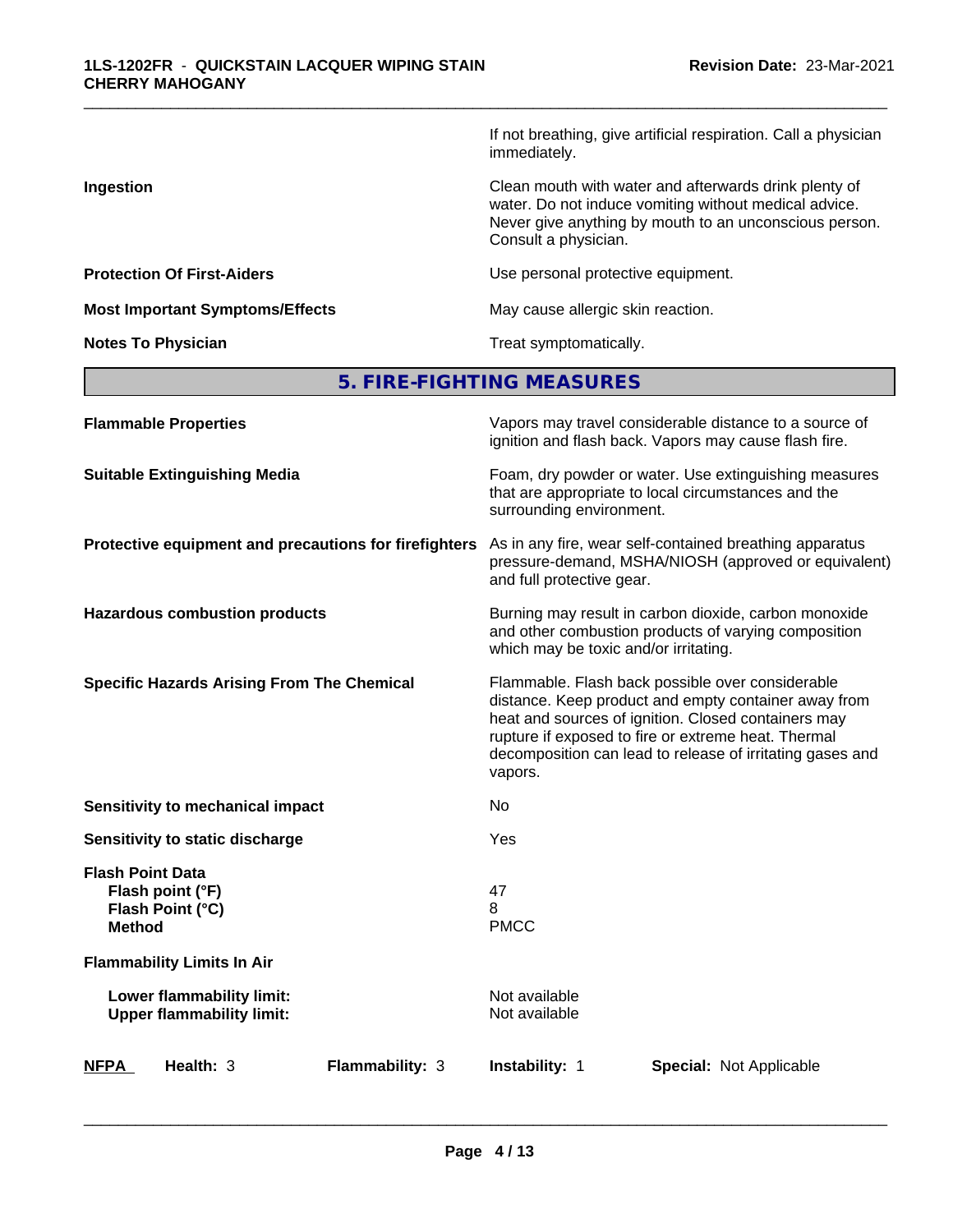| | |
|---|---|
| | If not breathing, give artificial respiration. Call a physician immediately. |
| **Ingestion** | Clean mouth with water and afterwards drink plenty of water. Do not induce vomiting without medical advice. Never give anything by mouth to an unconscious person. Consult a physician. |
| **Protection Of First-Aiders** | Use personal protective equipment. |
| **Most Important Symptoms/Effects** | May cause allergic skin reaction. |
| **Notes To Physician** | Treat symptomatically. |

## 5. FIRE-FIGHTING MEASURES

| | |
|---|---|
| **Flammable Properties** | Vapors may travel considerable distance to a source of ignition and flash back. Vapors may cause flash fire. |
| **Suitable Extinguishing Media** | Foam, dry powder or water. Use extinguishing measures that are appropriate to local circumstances and the surrounding environment. |
| **Protective equipment and precautions for firefighters** | As in any fire, wear self-contained breathing apparatus pressure-demand, MSHA/NIOSH (approved or equivalent) and full protective gear. |
| **Hazardous combustion products** | Burning may result in carbon dioxide, carbon monoxide and other combustion products of varying composition which may be toxic and/or irritating. |
| **Specific Hazards Arising From The Chemical** | Flammable. Flash back possible over considerable distance. Keep product and empty container away from heat and sources of ignition. Closed containers may rupture if exposed to fire or extreme heat. Thermal decomposition can lead to release of irritating gases and vapors. |
| **Sensitivity to mechanical impact** | No |
| **Sensitivity to static discharge** | Yes |
| **Flash Point Data** | |
| **Flash point (°F)** | 47 |
| **Flash Point (°C)** | 8 |
| **Method** | PMCC |
| **Flammability Limits In Air** | |
| **Lower flammability limit:** | Not available |
| **Upper flammability limit:** | Not available |

| **NFPA** | **Health:** 3 | **Flammability:** 3 | **Instability:** 1 | **Special:** Not Applicable |
|---|---|---|---|---|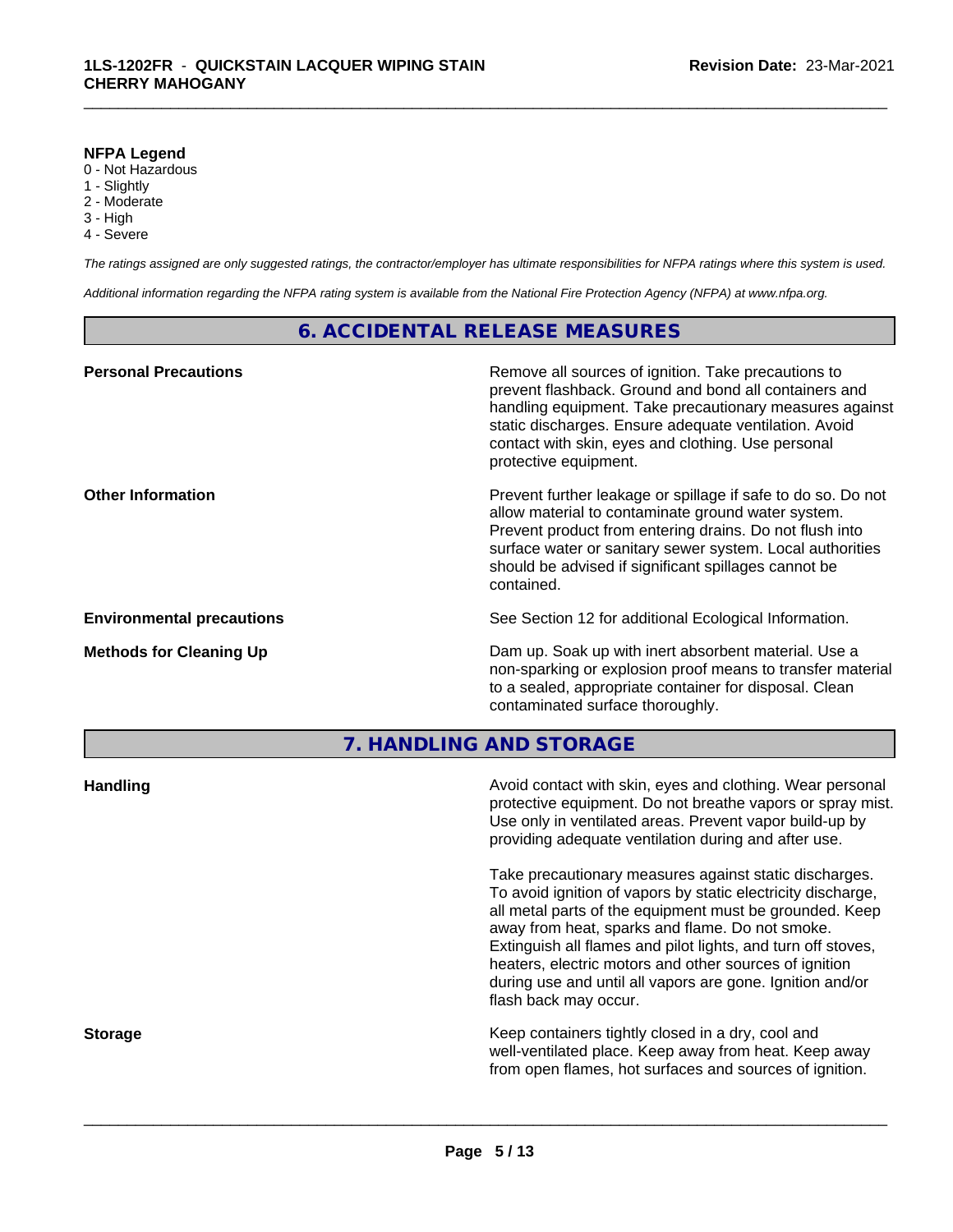**NFPA Legend**

0 - Not Hazardous
1 - Slightly
2 - Moderate
3 - High
4 - Severe

*The ratings assigned are only suggested ratings, the contractor/employer has ultimate responsibilities for NFPA ratings where this system is used.*

*Additional information regarding the NFPA rating system is available from the National Fire Protection Agency (NFPA) at www.nfpa.org.*

## 6. ACCIDENTAL RELEASE MEASURES

**Personal Precautions**

Remove all sources of ignition. Take precautions to prevent flashback. Ground and bond all containers and handling equipment. Take precautionary measures against static discharges. Ensure adequate ventilation. Avoid contact with skin, eyes and clothing. Use personal protective equipment.

**Other Information**

Prevent further leakage or spillage if safe to do so. Do not allow material to contaminate ground water system. Prevent product from entering drains. Do not flush into surface water or sanitary sewer system. Local authorities should be advised if significant spillages cannot be contained.

**Environmental precautions**

See Section 12 for additional Ecological Information.

**Methods for Cleaning Up**

Dam up. Soak up with inert absorbent material. Use a non-sparking or explosion proof means to transfer material to a sealed, appropriate container for disposal. Clean contaminated surface thoroughly.

## 7. HANDLING AND STORAGE

**Handling**

Avoid contact with skin, eyes and clothing. Wear personal protective equipment. Do not breathe vapors or spray mist. Use only in ventilated areas. Prevent vapor build-up by providing adequate ventilation during and after use.

Take precautionary measures against static discharges. To avoid ignition of vapors by static electricity discharge, all metal parts of the equipment must be grounded. Keep away from heat, sparks and flame. Do not smoke. Extinguish all flames and pilot lights, and turn off stoves, heaters, electric motors and other sources of ignition during use and until all vapors are gone. Ignition and/or flash back may occur.

**Storage**

Keep containers tightly closed in a dry, cool and well-ventilated place. Keep away from heat. Keep away from open flames, hot surfaces and sources of ignition.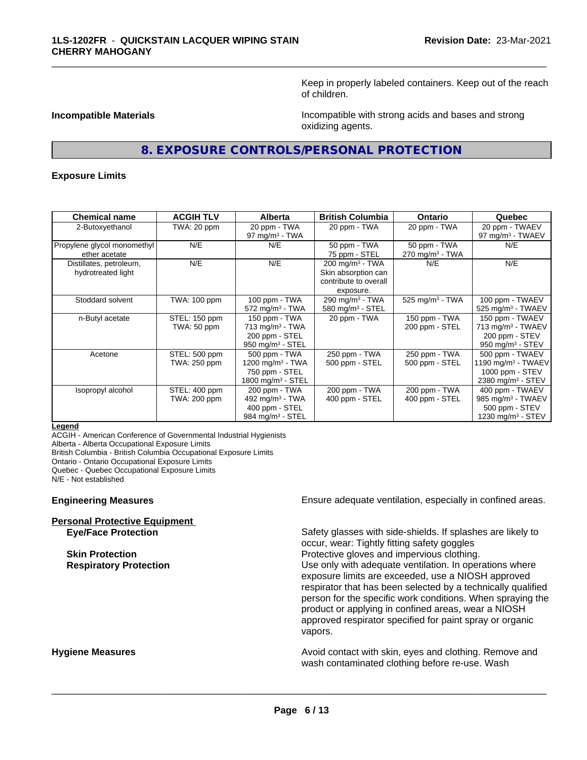Keep in properly labeled containers. Keep out of the reach of children.

**Incompatible Materials**

Incompatible with strong acids and bases and strong oxidizing agents.

## 8. EXPOSURE CONTROLS/PERSONAL PROTECTION

**Exposure Limits**

| Chemical name | ACGIH TLV | Alberta | British Columbia | Ontario | Quebec |
|---|---|---|---|---|---|
| 2-Butoxyethanol | TWA: 20 ppm | 20 ppm - TWA<br>97 mg/m³ - TWA | 20 ppm - TWA | 20 ppm - TWA | 20 ppm - TWAEV<br>97 mg/m³ - TWAEV |
| Propylene glycol monomethyl ether acetate | N/E | N/E | 50 ppm - TWA<br>75 ppm - STEL | 50 ppm - TWA<br>270 mg/m³ - TWA | N/E |
| Distillates, petroleum, hydrotreated light | N/E | N/E | 200 mg/m³ - TWA<br>Skin absorption can contribute to overall exposure. | N/E | N/E |
| Stoddard solvent | TWA: 100 ppm | 100 ppm - TWA<br>572 mg/m³ - TWA | 290 mg/m³ - TWA<br>580 mg/m³ - STEL | 525 mg/m³ - TWA | 100 ppm - TWAEV<br>525 mg/m³ - TWAEV |
| n-Butyl acetate | STEL: 150 ppm<br>TWA: 50 ppm | 150 ppm - TWA<br>713 mg/m³ - TWA<br>200 ppm - STEL<br>950 mg/m³ - STEL | 20 ppm - TWA | 150 ppm - TWA<br>200 ppm - STEL | 150 ppm - TWAEV<br>713 mg/m³ - TWAEV<br>200 ppm - STEV<br>950 mg/m³ - STEV |
| Acetone | STEL: 500 ppm<br>TWA: 250 ppm | 500 ppm - TWA<br>1200 mg/m³ - TWA<br>750 ppm - STEL<br>1800 mg/m³ - STEL | 250 ppm - TWA<br>500 ppm - STEL | 250 ppm - TWA<br>500 ppm - STEL | 500 ppm - TWAEV<br>1190 mg/m³ - TWAEV<br>1000 ppm - STEV<br>2380 mg/m³ - STEV |
| Isopropyl alcohol | STEL: 400 ppm<br>TWA: 200 ppm | 200 ppm - TWA<br>492 mg/m³ - TWA<br>400 ppm - STEL<br>984 mg/m³ - STEL | 200 ppm - TWA<br>400 ppm - STEL | 200 ppm - TWA<br>400 ppm - STEL | 400 ppm - TWAEV<br>985 mg/m³ - TWAEV<br>500 ppm - STEV<br>1230 mg/m³ - STEV |

**Legend**

ACGIH - American Conference of Governmental Industrial Hygienists
Alberta - Alberta Occupational Exposure Limits
British Columbia - British Columbia Occupational Exposure Limits
Ontario - Ontario Occupational Exposure Limits
Quebec - Quebec Occupational Exposure Limits
N/E - Not established

**Engineering Measures**

Ensure adequate ventilation, especially in confined areas.

**Personal Protective Equipment**

**Eye/Face Protection**

Safety glasses with side-shields. If splashes are likely to occur, wear: Tightly fitting safety goggles

**Skin Protection**

Protective gloves and impervious clothing.

**Respiratory Protection**

Use only with adequate ventilation. In operations where exposure limits are exceeded, use a NIOSH approved respirator that has been selected by a technically qualified person for the specific work conditions. When spraying the product or applying in confined areas, wear a NIOSH approved respirator specified for paint spray or organic vapors.

**Hygiene Measures**

Avoid contact with skin, eyes and clothing. Remove and wash contaminated clothing before re-use. Wash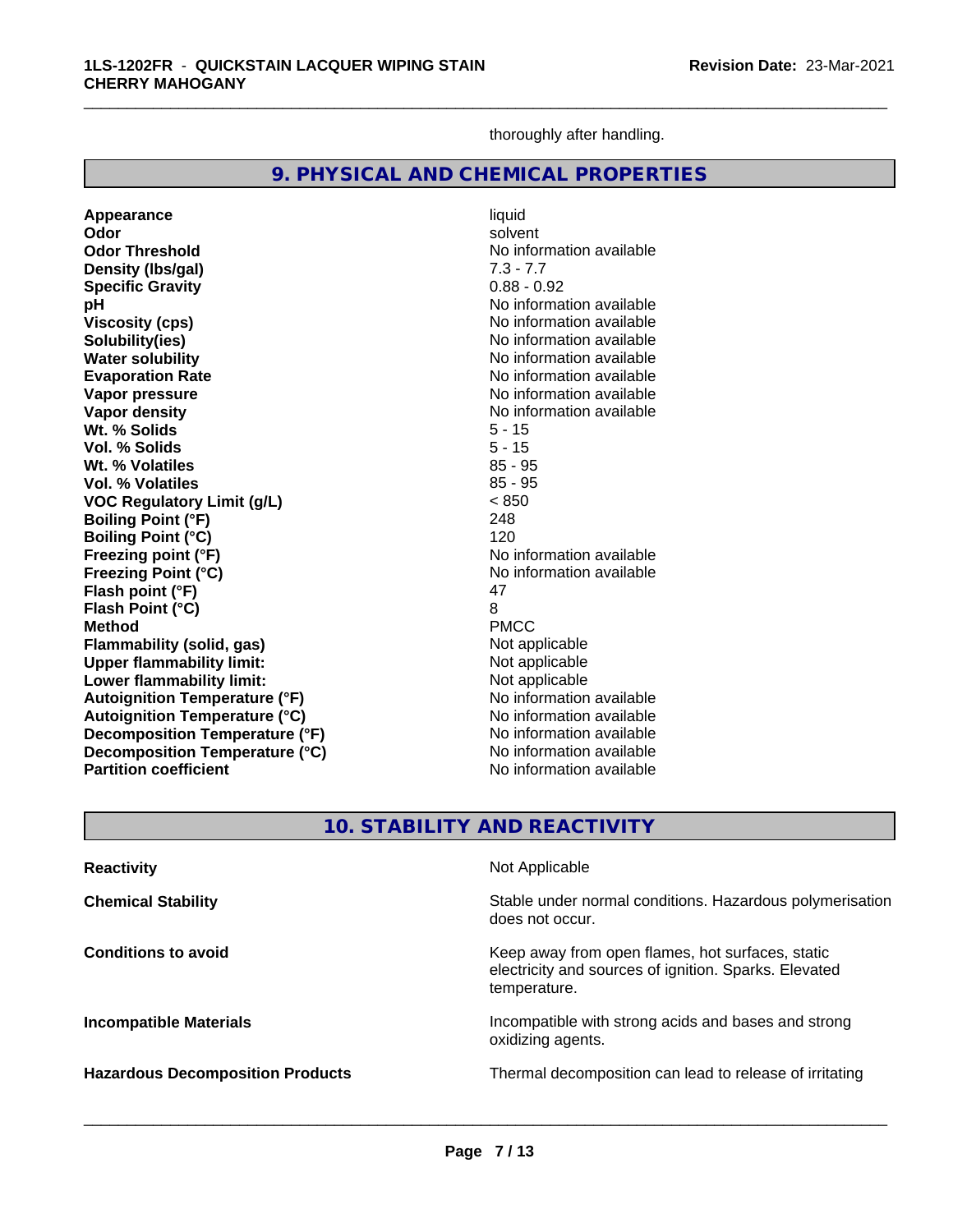thoroughly after handling.

## 9. PHYSICAL AND CHEMICAL PROPERTIES

| | |
|---|---|
| **Appearance** | liquid |
| **Odor** | solvent |
| **Odor Threshold** | No information available |
| **Density (lbs/gal)** | 7.3 - 7.7 |
| **Specific Gravity** | 0.88 - 0.92 |
| **pH** | No information available |
| **Viscosity (cps)** | No information available |
| **Solubility(ies)** | No information available |
| **Water solubility** | No information available |
| **Evaporation Rate** | No information available |
| **Vapor pressure** | No information available |
| **Vapor density** | No information available |
| **Wt. % Solids** | 5 - 15 |
| **Vol. % Solids** | 5 - 15 |
| **Wt. % Volatiles** | 85 - 95 |
| **Vol. % Volatiles** | 85 - 95 |
| **VOC Regulatory Limit (g/L)** | < 850 |
| **Boiling Point (°F)** | 248 |
| **Boiling Point (°C)** | 120 |
| **Freezing point (°F)** | No information available |
| **Freezing Point (°C)** | No information available |
| **Flash point (°F)** | 47 |
| **Flash Point (°C)** | 8 |
| **Method** | PMCC |
| **Flammability (solid, gas)** | Not applicable |
| **Upper flammability limit:** | Not applicable |
| **Lower flammability limit:** | Not applicable |
| **Autoignition Temperature (°F)** | No information available |
| **Autoignition Temperature (°C)** | No information available |
| **Decomposition Temperature (°F)** | No information available |
| **Decomposition Temperature (°C)** | No information available |
| **Partition coefficient** | No information available |

## 10. STABILITY AND REACTIVITY

| | |
|---|---|
| **Reactivity** | Not Applicable |
| **Chemical Stability** | Stable under normal conditions. Hazardous polymerisation does not occur. |
| **Conditions to avoid** | Keep away from open flames, hot surfaces, static electricity and sources of ignition. Sparks. Elevated temperature. |
| **Incompatible Materials** | Incompatible with strong acids and bases and strong oxidizing agents. |
| **Hazardous Decomposition Products** | Thermal decomposition can lead to release of irritating |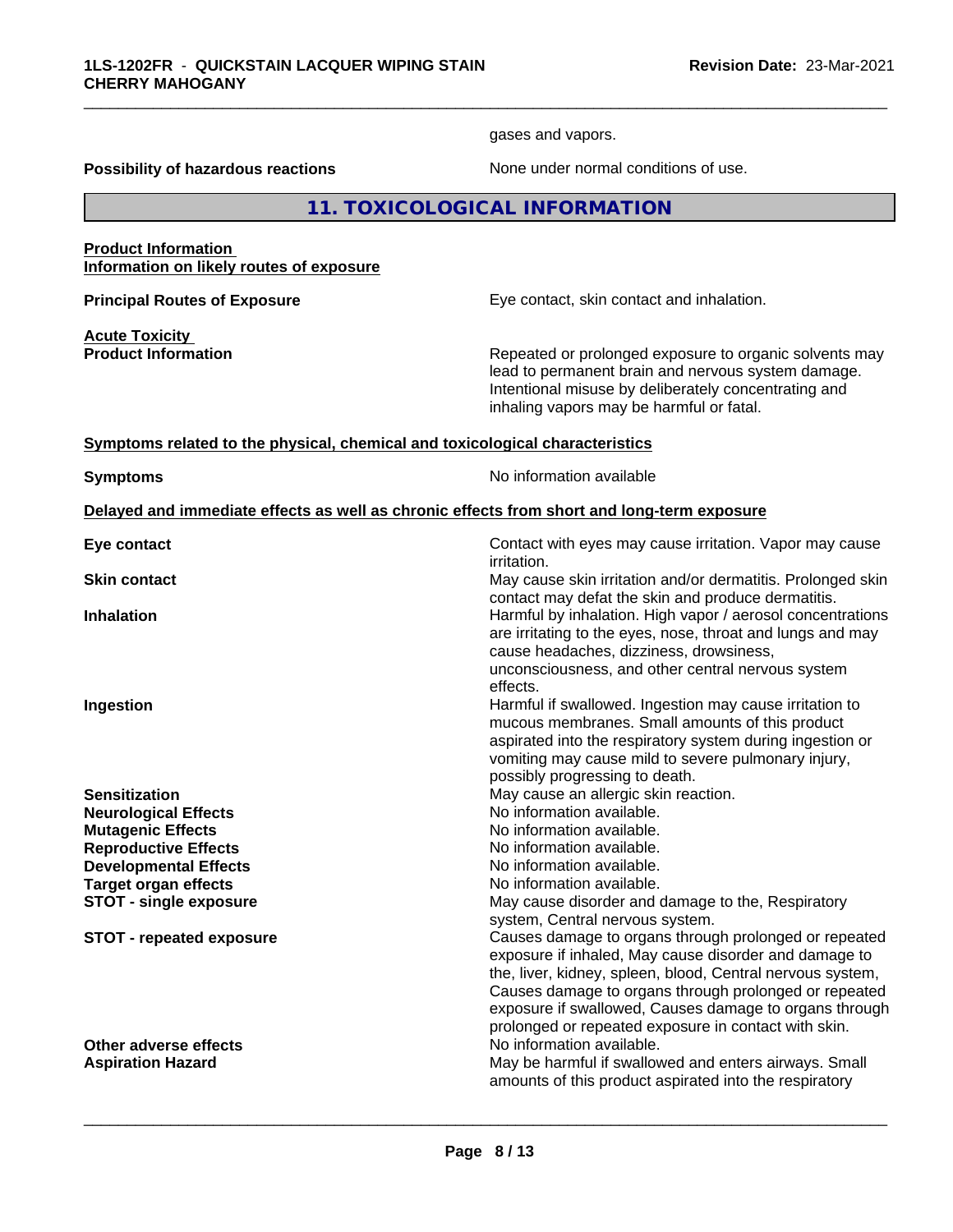gases and vapors.

**Possibility of hazardous reactions** None under normal conditions of use.

## 11. TOXICOLOGICAL INFORMATION

**Product Information**
**Information on likely routes of exposure**

**Principal Routes of Exposure** Eye contact, skin contact and inhalation.

**Acute Toxicity**
**Product Information** Repeated or prolonged exposure to organic solvents may lead to permanent brain and nervous system damage. Intentional misuse by deliberately concentrating and inhaling vapors may be harmful or fatal.

**Symptoms related to the physical, chemical and toxicological characteristics**

**Symptoms** No information available

**Delayed and immediate effects as well as chronic effects from short and long-term exposure**

**Eye contact** Contact with eyes may cause irritation. Vapor may cause irritation.

**Skin contact** May cause skin irritation and/or dermatitis. Prolonged skin contact may defat the skin and produce dermatitis.

**Inhalation** Harmful by inhalation. High vapor / aerosol concentrations are irritating to the eyes, nose, throat and lungs and may cause headaches, dizziness, drowsiness, unconsciousness, and other central nervous system effects.

**Ingestion** Harmful if swallowed. Ingestion may cause irritation to mucous membranes. Small amounts of this product aspirated into the respiratory system during ingestion or vomiting may cause mild to severe pulmonary injury, possibly progressing to death.

**Sensitization** May cause an allergic skin reaction.

**Neurological Effects** No information available.

**Mutagenic Effects** No information available.

**Reproductive Effects** No information available.

**Developmental Effects** No information available.

**Target organ effects** No information available.

**STOT - single exposure** May cause disorder and damage to the, Respiratory system, Central nervous system.

**STOT - repeated exposure** Causes damage to organs through prolonged or repeated exposure if inhaled, May cause disorder and damage to the, liver, kidney, spleen, blood, Central nervous system, Causes damage to organs through prolonged or repeated exposure if swallowed, Causes damage to organs through prolonged or repeated exposure in contact with skin.

**Other adverse effects** No information available.

**Aspiration Hazard** May be harmful if swallowed and enters airways. Small amounts of this product aspirated into the respiratory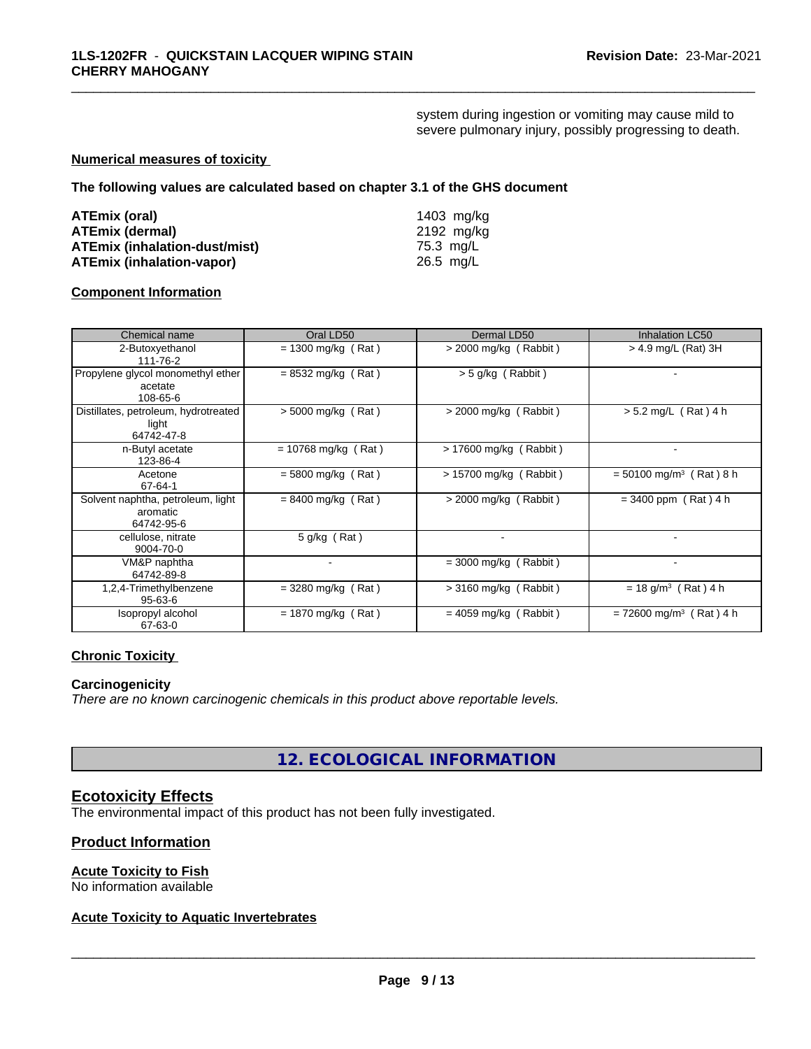system during ingestion or vomiting may cause mild to severe pulmonary injury, possibly progressing to death.

**Numerical measures of toxicity**

**The following values are calculated based on chapter 3.1 of the GHS document**

| | |
|---|---|
| **ATEmix (oral)** | 1403 mg/kg |
| **ATEmix (dermal)** | 2192 mg/kg |
| **ATEmix (inhalation-dust/mist)** | 75.3 mg/L |
| **ATEmix (inhalation-vapor)** | 26.5 mg/L |

**Component Information**

| Chemical name | Oral LD50 | Dermal LD50 | Inhalation LC50 |
|---|---|---|---|
| 2-Butoxyethanol<br>111-76-2 | = 1300 mg/kg ( Rat ) | > 2000 mg/kg ( Rabbit ) | > 4.9 mg/L (Rat) 3H |
| Propylene glycol monomethyl ether acetate<br>108-65-6 | = 8532 mg/kg ( Rat ) | > 5 g/kg ( Rabbit ) | - |
| Distillates, petroleum, hydrotreated light<br>64742-47-8 | > 5000 mg/kg ( Rat ) | > 2000 mg/kg ( Rabbit ) | > 5.2 mg/L ( Rat ) 4 h |
| n-Butyl acetate<br>123-86-4 | = 10768 mg/kg ( Rat ) | > 17600 mg/kg ( Rabbit ) | - |
| Acetone<br>67-64-1 | = 5800 mg/kg ( Rat ) | > 15700 mg/kg ( Rabbit ) | = 50100 mg/m³ ( Rat ) 8 h |
| Solvent naphtha, petroleum, light aromatic<br>64742-95-6 | = 8400 mg/kg ( Rat ) | > 2000 mg/kg ( Rabbit ) | = 3400 ppm ( Rat ) 4 h |
| cellulose, nitrate<br>9004-70-0 | 5 g/kg ( Rat ) | - | - |
| VM&P naphtha<br>64742-89-8 | - | = 3000 mg/kg ( Rabbit ) | - |
| 1,2,4-Trimethylbenzene<br>95-63-6 | = 3280 mg/kg ( Rat ) | > 3160 mg/kg ( Rabbit ) | = 18 g/m³ ( Rat ) 4 h |
| Isopropyl alcohol<br>67-63-0 | = 1870 mg/kg ( Rat ) | = 4059 mg/kg ( Rabbit ) | = 72600 mg/m³ ( Rat ) 4 h |

**Chronic Toxicity**

**Carcinogenicity**

*There are no known carcinogenic chemicals in this product above reportable levels.*

## 12. ECOLOGICAL INFORMATION

### Ecotoxicity Effects

The environmental impact of this product has not been fully investigated.

### Product Information

**Acute Toxicity to Fish**

No information available

**Acute Toxicity to Aquatic Invertebrates**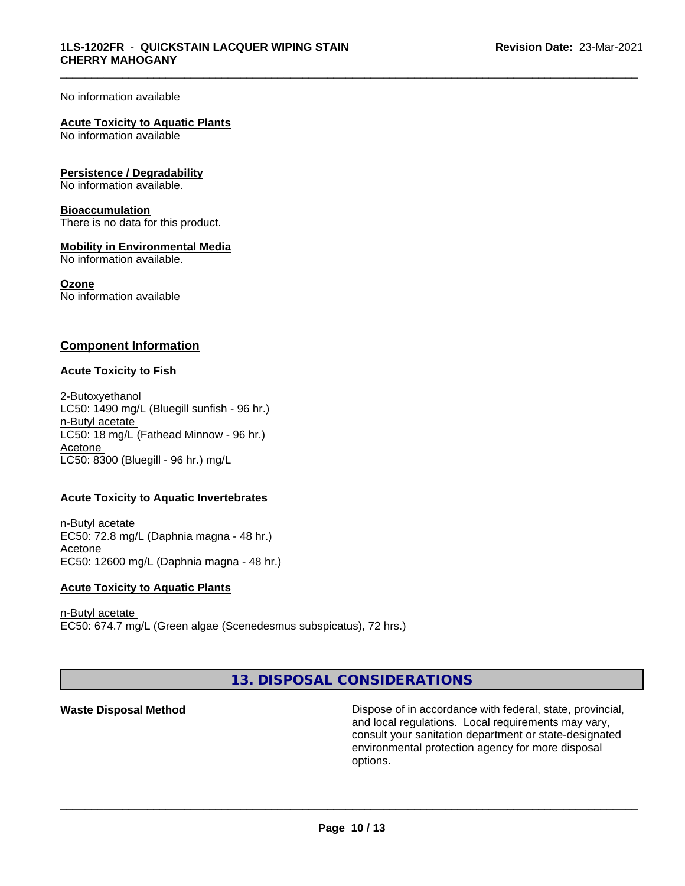No information available

**Acute Toxicity to Aquatic Plants**
No information available

**Persistence / Degradability**
No information available.

**Bioaccumulation**
There is no data for this product.

**Mobility in Environmental Media**
No information available.

**Ozone**
No information available

## Component Information

**Acute Toxicity to Fish**

2-Butoxyethanol
LC50: 1490 mg/L (Bluegill sunfish - 96 hr.)
n-Butyl acetate
LC50: 18 mg/L (Fathead Minnow - 96 hr.)
Acetone
LC50: 8300 (Bluegill - 96 hr.) mg/L

**Acute Toxicity to Aquatic Invertebrates**

n-Butyl acetate
EC50: 72.8 mg/L (Daphnia magna - 48 hr.)
Acetone
EC50: 12600 mg/L (Daphnia magna - 48 hr.)

**Acute Toxicity to Aquatic Plants**

n-Butyl acetate
EC50: 674.7 mg/L (Green algae (Scenedesmus subspicatus), 72 hrs.)

## 13. DISPOSAL CONSIDERATIONS

**Waste Disposal Method** Dispose of in accordance with federal, state, provincial, and local regulations. Local requirements may vary, consult your sanitation department or state-designated environmental protection agency for more disposal options.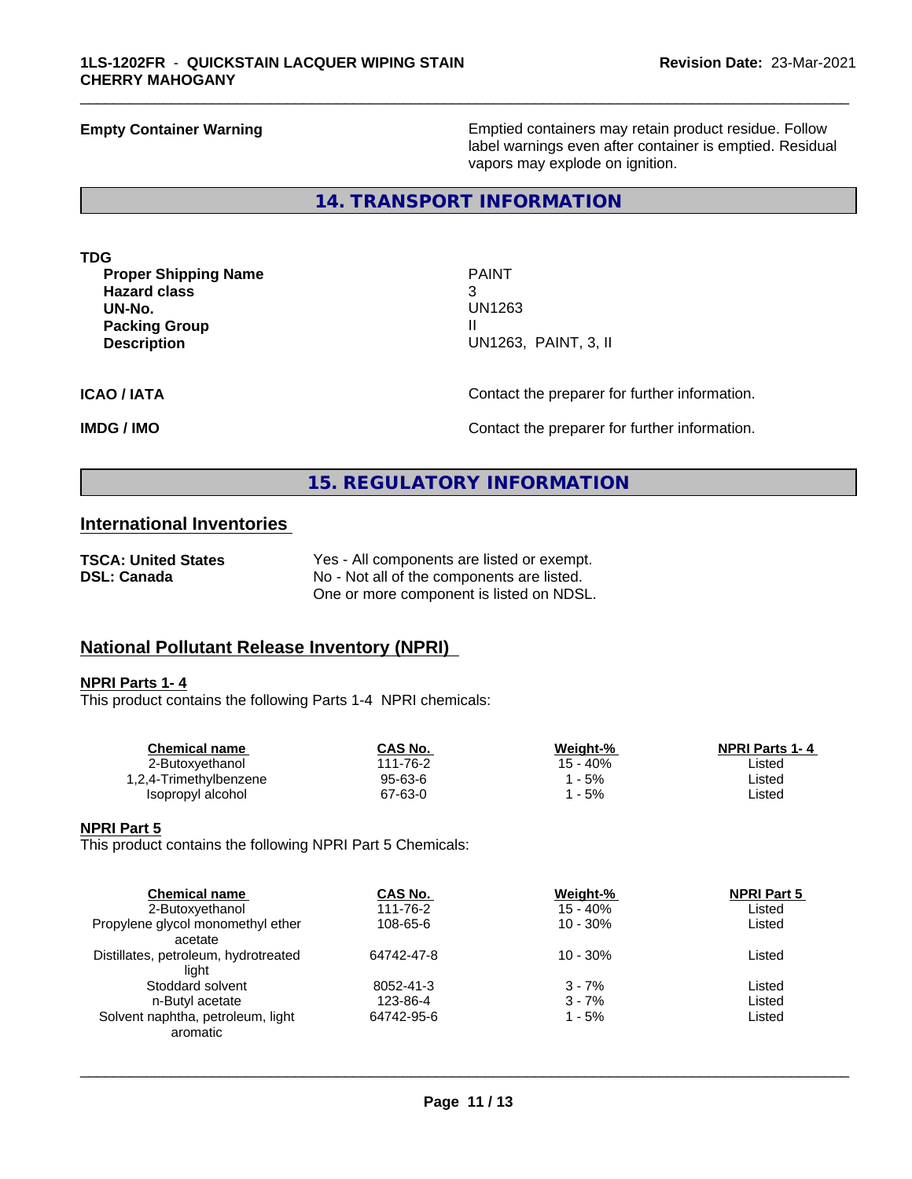**Empty Container Warning** Emptied containers may retain product residue. Follow label warnings even after container is emptied. Residual vapors may explode on ignition.

## 14. TRANSPORT INFORMATION

**TDG**

| | |
|---|---|
| **Proper Shipping Name** | PAINT |
| **Hazard class** | 3 |
| **UN-No.** | UN1263 |
| **Packing Group** | II |
| **Description** | UN1263, PAINT, 3, II |

**ICAO / IATA** Contact the preparer for further information.

**IMDG / IMO** Contact the preparer for further information.

## 15. REGULATORY INFORMATION

### International Inventories

| | |
|---|---|
| **TSCA: United States** | Yes - All components are listed or exempt. |
| **DSL: Canada** | No - Not all of the components are listed.<br>One or more component is listed on NDSL. |

### National Pollutant Release Inventory (NPRI)

**NPRI Parts 1- 4**

This product contains the following Parts 1-4 NPRI chemicals:

| Chemical name | CAS No. | Weight-% | NPRI Parts 1- 4 |
|---|---|---|---|
| 2-Butoxyethanol | 111-76-2 | 15 - 40% | Listed |
| 1,2,4-Trimethylbenzene | 95-63-6 | 1 - 5% | Listed |
| Isopropyl alcohol | 67-63-0 | 1 - 5% | Listed |

**NPRI Part 5**

This product contains the following NPRI Part 5 Chemicals:

| Chemical name | CAS No. | Weight-% | NPRI Part 5 |
|---|---|---|---|
| 2-Butoxyethanol | 111-76-2 | 15 - 40% | Listed |
| Propylene glycol monomethyl ether acetate | 108-65-6 | 10 - 30% | Listed |
| Distillates, petroleum, hydrotreated light | 64742-47-8 | 10 - 30% | Listed |
| Stoddard solvent | 8052-41-3 | 3 - 7% | Listed |
| n-Butyl acetate | 123-86-4 | 3 - 7% | Listed |
| Solvent naphtha, petroleum, light aromatic | 64742-95-6 | 1 - 5% | Listed |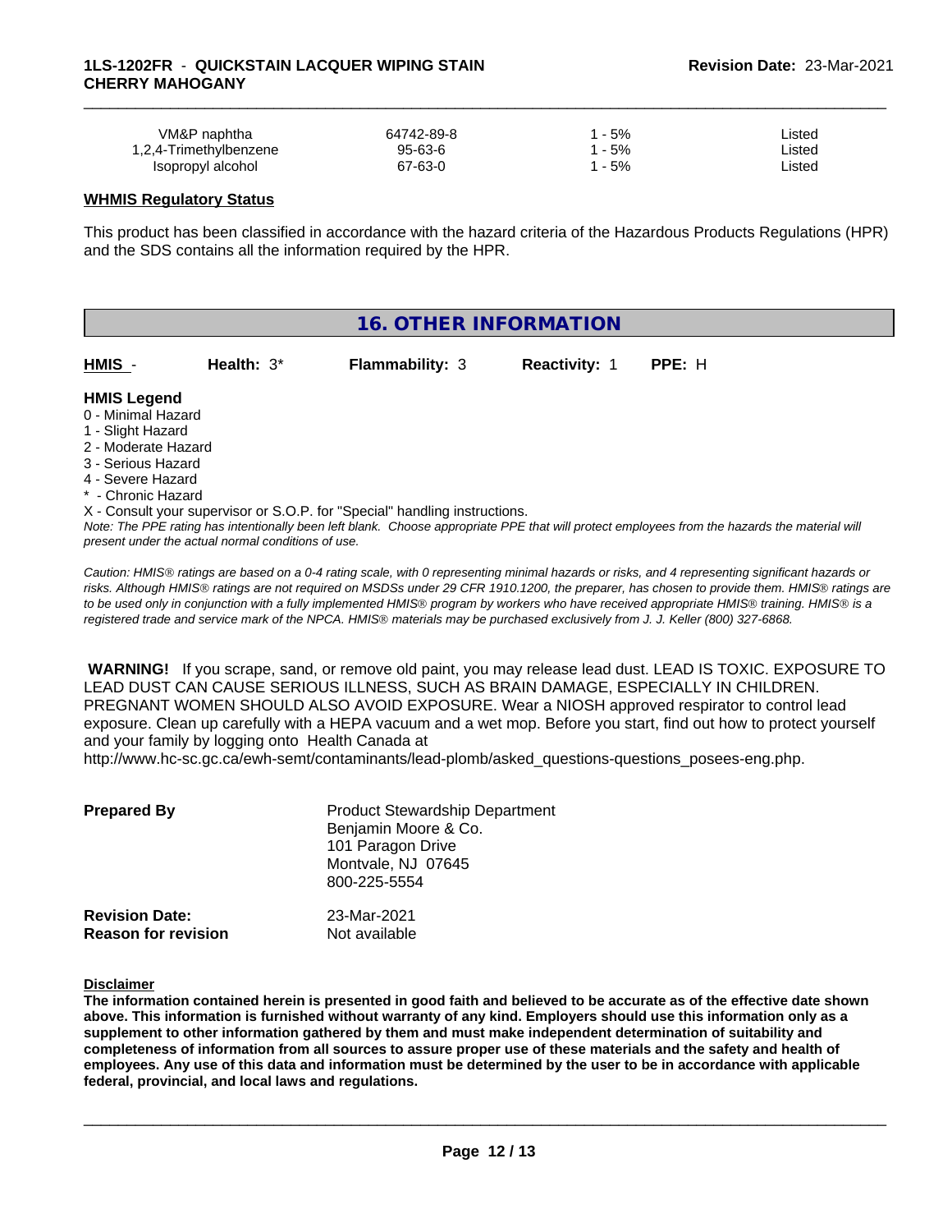| VM&P naphtha | 64742-89-8 | 1 - 5% | Listed |
|---|---|---|---|
| 1,2,4-Trimethylbenzene | 95-63-6 | 1 - 5% | Listed |
| Isopropyl alcohol | 67-63-0 | 1 - 5% | Listed |

**WHMIS Regulatory Status**

This product has been classified in accordance with the hazard criteria of the Hazardous Products Regulations (HPR) and the SDS contains all the information required by the HPR.

## 16. OTHER INFORMATION

**HMIS** - **Health:** 3* **Flammability:** 3 **Reactivity:** 1 **PPE:** H

**HMIS Legend**
0 - Minimal Hazard
1 - Slight Hazard
2 - Moderate Hazard
3 - Serious Hazard
4 - Severe Hazard
* - Chronic Hazard
X - Consult your supervisor or S.O.P. for "Special" handling instructions.

*Note: The PPE rating has intentionally been left blank. Choose appropriate PPE that will protect employees from the hazards the material will present under the actual normal conditions of use.*

*Caution: HMIS® ratings are based on a 0-4 rating scale, with 0 representing minimal hazards or risks, and 4 representing significant hazards or risks. Although HMIS® ratings are not required on MSDSs under 29 CFR 1910.1200, the preparer, has chosen to provide them. HMIS® ratings are to be used only in conjunction with a fully implemented HMIS® program by workers who have received appropriate HMIS® training. HMIS® is a registered trade and service mark of the NPCA. HMIS® materials may be purchased exclusively from J. J. Keller (800) 327-6868.*

**WARNING!** If you scrape, sand, or remove old paint, you may release lead dust. LEAD IS TOXIC. EXPOSURE TO LEAD DUST CAN CAUSE SERIOUS ILLNESS, SUCH AS BRAIN DAMAGE, ESPECIALLY IN CHILDREN. PREGNANT WOMEN SHOULD ALSO AVOID EXPOSURE. Wear a NIOSH approved respirator to control lead exposure. Clean up carefully with a HEPA vacuum and a wet mop. Before you start, find out how to protect yourself and your family by logging onto Health Canada at http://www.hc-sc.gc.ca/ewh-semt/contaminants/lead-plomb/asked_questions-questions_posees-eng.php.

**Prepared By**
Product Stewardship Department
Benjamin Moore & Co.
101 Paragon Drive
Montvale, NJ 07645
800-225-5554

**Revision Date:** 23-Mar-2021
**Reason for revision** Not available

**Disclaimer**

**The information contained herein is presented in good faith and believed to be accurate as of the effective date shown above. This information is furnished without warranty of any kind. Employers should use this information only as a supplement to other information gathered by them and must make independent determination of suitability and completeness of information from all sources to assure proper use of these materials and the safety and health of employees. Any use of this data and information must be determined by the user to be in accordance with applicable federal, provincial, and local laws and regulations.**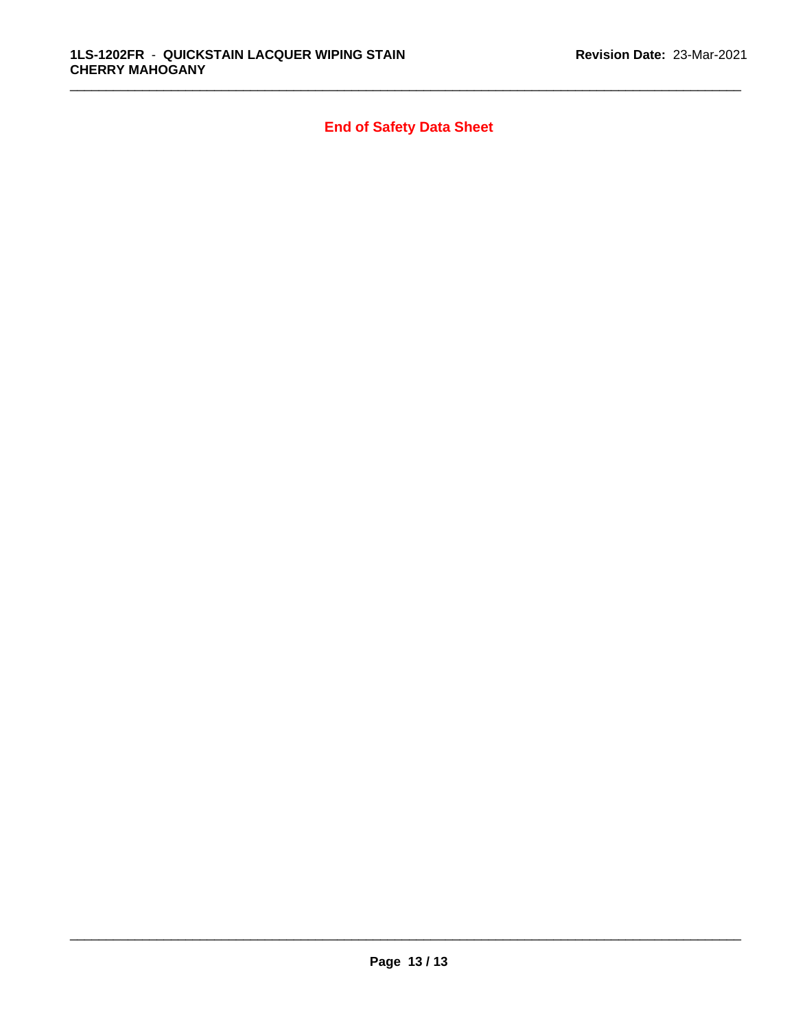**End of Safety Data Sheet**